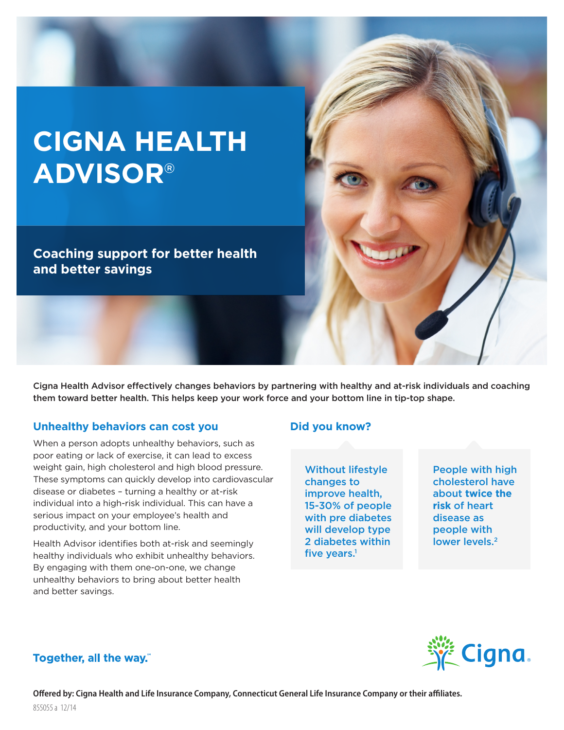# CIGNA HEALTH ADVISOR®

## Coaching support for better health and better savings

**Cigna Health Advisor effectively changes behaviors by partnering with healthy and at-risk individuals and coaching them toward better health. This helps keep your work force and your bottom line in tip-top shape.**

### Unhealthy behaviors can cost you

When a person adopts unhealthy behaviors, such as poor eating or lack of exercise, it can lead to excess weight gain, high cholesterol and high blood pressure. These symptoms can quickly develop into cardiovascular disease or diabetes – turning a healthy or at-risk individual into a high-risk individual. This can have a serious impact on your employee's health and productivity, and your bottom line.

Health Advisor identifies both at-risk and seemingly healthy individuals who exhibit unhealthy behaviors. By engaging with them one-on-one, we change unhealthy behaviors to bring about better health and better savings.

### Did you know?

Without lifestyle changes to improve health, 15-30% of people with pre diabetes will develop type 2 diabetes within five years.[1]

People with high cholesterol have about **twice the risk** of heart disease as people with lower levels.[2]

Together, all the way.℠

Cigna.

**Offered by: Cigna Health and Life Insurance Company, Connecticut General Life Insurance Company or their affiliates.**

855055 a 12/14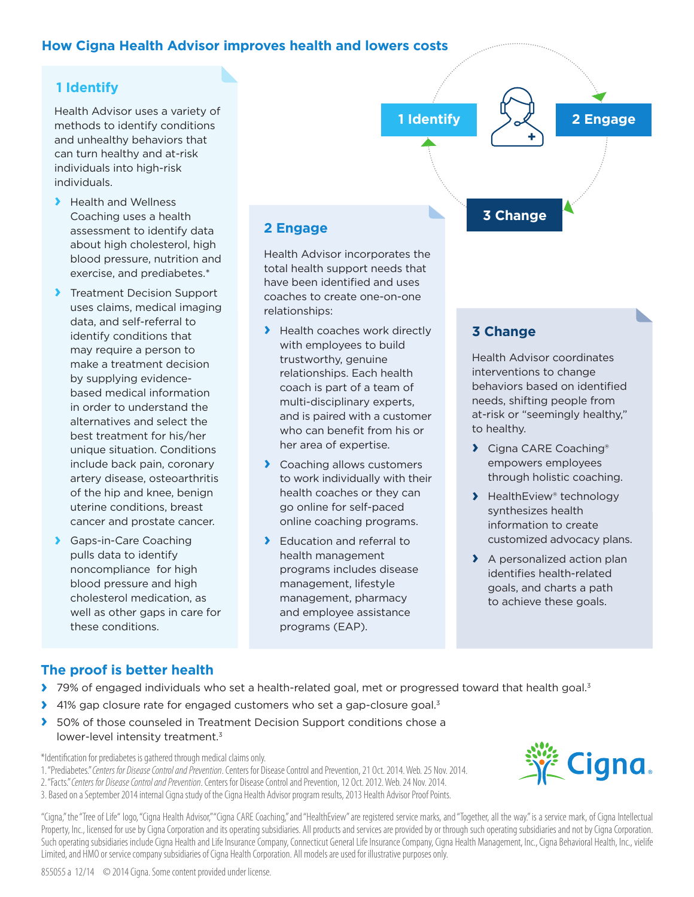## How Cigna Health Advisor improves health and lowers costs

1 Identify
2 Engage
3 Change

### 1 Identify

Health Advisor uses a variety of methods to identify conditions and unhealthy behaviors that can turn healthy and at-risk individuals into high-risk individuals.

- Health and Wellness Coaching uses a health assessment to identify data about high cholesterol, high blood pressure, nutrition and exercise, and prediabetes.*
- Treatment Decision Support uses claims, medical imaging data, and self-referral to identify conditions that may require a person to make a treatment decision by supplying evidence-based medical information in order to understand the alternatives and select the best treatment for his/her unique situation. Conditions include back pain, coronary artery disease, osteoarthritis of the hip and knee, benign uterine conditions, breast cancer and prostate cancer.
- Gaps-in-Care Coaching pulls data to identify noncompliance for high blood pressure and high cholesterol medication, as well as other gaps in care for these conditions.

### 2 Engage

Health Advisor incorporates the total health support needs that have been identified and uses coaches to create one-on-one relationships:

- Health coaches work directly with employees to build trustworthy, genuine relationships. Each health coach is part of a team of multi-disciplinary experts, and is paired with a customer who can benefit from his or her area of expertise.
- Coaching allows customers to work individually with their health coaches or they can go online for self-paced online coaching programs.
- Education and referral to health management programs includes disease management, lifestyle management, pharmacy and employee assistance programs (EAP).

### 3 Change

Health Advisor coordinates interventions to change behaviors based on identified needs, shifting people from at-risk or "seemingly healthy," to healthy.

- Cigna CARE Coaching® empowers employees through holistic coaching.
- HealthEview® technology synthesizes health information to create customized advocacy plans.
- A personalized action plan identifies health-related goals, and charts a path to achieve these goals.

## The proof is better health

- 79% of engaged individuals who set a health-related goal, met or progressed toward that health goal.[3]
- 41% gap closure rate for engaged customers who set a gap-closure goal.[3]
- 50% of those counseled in Treatment Decision Support conditions chose a lower-level intensity treatment.[3]

*Identification for prediabetes is gathered through medical claims only.
1. "Prediabetes." *Centers for Disease Control and Prevention*. Centers for Disease Control and Prevention, 21 Oct. 2014. Web. 25 Nov. 2014.
2. "Facts." *Centers for Disease Control and Prevention*. Centers for Disease Control and Prevention, 12 Oct. 2012. Web. 24 Nov. 2014.
3. Based on a September 2014 internal Cigna study of the Cigna Health Advisor program results, 2013 Health Advisor Proof Points.

Cigna.

"Cigna," the "Tree of Life" logo, "Cigna Health Advisor," "Cigna CARE Coaching," and "HealthEview" are registered service marks, and "Together, all the way." is a service mark, of Cigna Intellectual Property, Inc., licensed for use by Cigna Corporation and its operating subsidiaries. All products and services are provided by or through such operating subsidiaries and not by Cigna Corporation. Such operating subsidiaries include Cigna Health and Life Insurance Company, Connecticut General Life Insurance Company, Cigna Health Management, Inc., Cigna Behavioral Health, Inc., vielife Limited, and HMO or service company subsidiaries of Cigna Health Corporation. All models are used for illustrative purposes only.

855055 a 12/14 © 2014 Cigna. Some content provided under license.